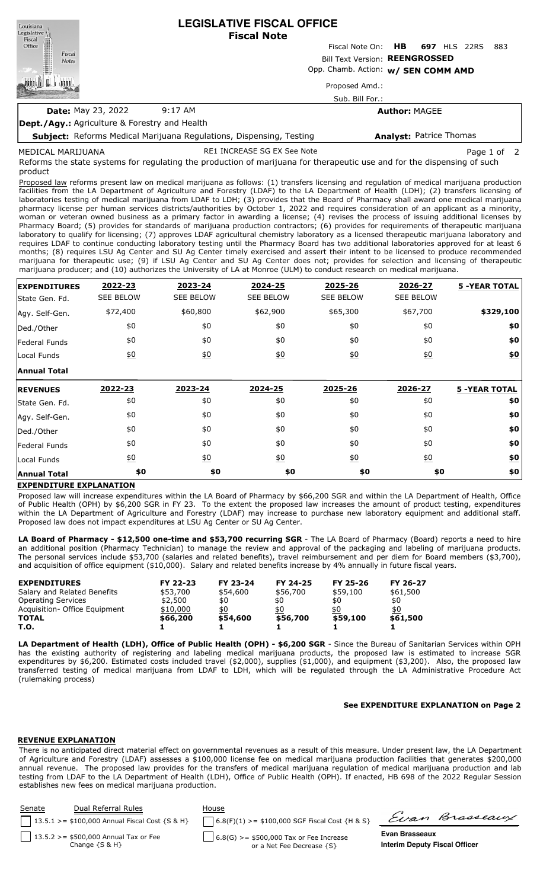# LEGISLATIVE FISCAL OFFICE
## Fiscal Note

Fiscal Note On: **HB 697** HLS 22RS 883

Bill Text Version: **REENGROSSED**

Opp. Chamb. Action: **w/ SEN COMM AMD**

Proposed Amd.:

Sub. Bill For.:

**Date:** May 23, 2022 9:17 AM

**Author:** MAGEE

**Dept./Agy.:** Agriculture & Forestry and Health

**Subject:** Reforms Medical Marijuana Regulations, Dispensing, Testing

**Analyst:** Patrice Thomas

MEDICAL MARIJUANA RE1 INCREASE SG EX See Note

Reforms the state systems for regulating the production of marijuana for therapeutic use and for the dispensing of such product

Proposed law reforms present law on medical marijuana as follows: (1) transfers licensing and regulation of medical marijuana production facilities from the LA Department of Agriculture and Forestry (LDAF) to the LA Department of Health (LDH); (2) transfers licensing of laboratories testing of medical marijuana from LDAF to LDH; (3) provides that the Board of Pharmacy shall award one medical marijuana pharmacy license per human services districts/authorities by October 1, 2022 and requires consideration of an applicant as a minority, woman or veteran owned business as a primary factor in awarding a license; (4) revises the process of issuing additional licenses by Pharmacy Board; (5) provides for standards of marijuana production contractors; (6) provides for requirements of therapeutic marijuana laboratory to qualify for licensing; (7) approves LDAF agricultural chemistry laboratory as a licensed therapeutic marijuana laboratory and requires LDAF to continue conducting laboratory testing until the Pharmacy Board has two additional laboratories approved for at least 6 months; (8) requires LSU Ag Center and SU Ag Center timely exercised and assert their intent to be licensed to produce recommended marijuana for therapeutic use; (9) if LSU Ag Center and SU Ag Center does not; provides for selection and licensing of therapeutic marijuana producer; and (10) authorizes the University of LA at Monroe (ULM) to conduct research on medical marijuana.

| **EXPENDITURES** | **2022-23** | **2023-24** | **2024-25** | **2025-26** | **2026-27** | **5 -YEAR TOTAL** |
|---|---|---|---|---|---|---|
| State Gen. Fd. | SEE BELOW | SEE BELOW | SEE BELOW | SEE BELOW | SEE BELOW | |
| Agy. Self-Gen. | $72,400 | $60,800 | $62,900 | $65,300 | $67,700 | **$329,100** |
| Ded./Other | $0 | $0 | $0 | $0 | $0 | **$0** |
| Federal Funds | $0 | $0 | $0 | $0 | $0 | **$0** |
| Local Funds | $0 | $0 | $0 | $0 | $0 | **$0** |
| **Annual Total** | | | | | | |

| **REVENUES** | **2022-23** | **2023-24** | **2024-25** | **2025-26** | **2026-27** | **5 -YEAR TOTAL** |
|---|---|---|---|---|---|---|
| State Gen. Fd. | $0 | $0 | $0 | $0 | $0 | **$0** |
| Agy. Self-Gen. | $0 | $0 | $0 | $0 | $0 | **$0** |
| Ded./Other | $0 | $0 | $0 | $0 | $0 | **$0** |
| Federal Funds | $0 | $0 | $0 | $0 | $0 | **$0** |
| Local Funds | $0 | $0 | $0 | $0 | $0 | **$0** |
| **Annual Total** | **$0** | **$0** | **$0** | **$0** | **$0** | **$0** |

**EXPENDITURE EXPLANATION**

Proposed law will increase expenditures within the LA Board of Pharmacy by $66,200 SGR and within the LA Department of Health, Office of Public Health (OPH) by $6,200 SGR in FY 23. To the extent the proposed law increases the amount of product testing, expenditures within the LA Department of Agriculture and Forestry (LDAF) may increase to purchase new laboratory equipment and additional staff. Proposed law does not impact expenditures at LSU Ag Center or SU Ag Center.

**LA Board of Pharmacy - $12,500 one-time and $53,700 recurring SGR** - The LA Board of Pharmacy (Board) reports a need to hire an additional position (Pharmacy Technician) to manage the review and approval of the packaging and labeling of marijuana products. The personal services include $53,700 (salaries and related benefits), travel reimbursement and per diem for Board members ($3,700), and acquisition of office equipment ($10,000). Salary and related benefits increase by 4% annually in future fiscal years.

| **EXPENDITURES** | **FY 22-23** | **FY 23-24** | **FY 24-25** | **FY 25-26** | **FY 26-27** |
|---|---|---|---|---|---|
| Salary and Related Benefits | $53,700 | $54,600 | $56,700 | $59,100 | $61,500 |
| Operating Services | $2,500 | $0 | $0 | $0 | $0 |
| Acquisition- Office Equipment | $10,000 | $0 | $0 | $0 | $0 |
| **TOTAL** | **$66,200** | **$54,600** | **$56,700** | **$59,100** | **$61,500** |
| **T.O.** | **1** | **1** | **1** | **1** | **1** |

**LA Department of Health (LDH), Office of Public Health (OPH) - $6,200 SGR** - Since the Bureau of Sanitarian Services within OPH has the existing authority of registering and labeling medical marijuana products, the proposed law is estimated to increase SGR expenditures by $6,200. Estimated costs included travel ($2,000), supplies ($1,000), and equipment ($3,200). Also, the proposed law transferred testing of medical marijuana from LDAF to LDH, which will be regulated through the LA Administrative Procedure Act (rulemaking process)

**See EXPENDITURE EXPLANATION on Page 2**

**REVENUE EXPLANATION**

There is no anticipated direct material effect on governmental revenues as a result of this measure. Under present law, the LA Department of Agriculture and Forestry (LDAF) assesses a $100,000 license fee on medical marijuana production facilities that generates $200,000 annual revenue. The proposed law provides for the transfers of medical marijuana regulation of medical marijuana production and lab testing from LDAF to the LA Department of Health (LDH), Office of Public Health (OPH). If enacted, HB 698 of the 2022 Regular Session establishes new fees on medical marijuana production.

| Senate | Dual Referral Rules | House |
|---|---|---|
| [ ] | 13.5.1 >= $100,000 Annual Fiscal Cost {S & H} | [ ] 6.8(F)(1) >= $100,000 SGF Fiscal Cost {H & S} |
| [ ] | 13.5.2 >= $500,000 Annual Tax or Fee Change {S & H} | [ ] 6.8(G) >= $500,000 Tax or Fee Increase or a Net Fee Decrease {S} |

**Evan Brasseaux**
**Interim Deputy Fiscal Officer**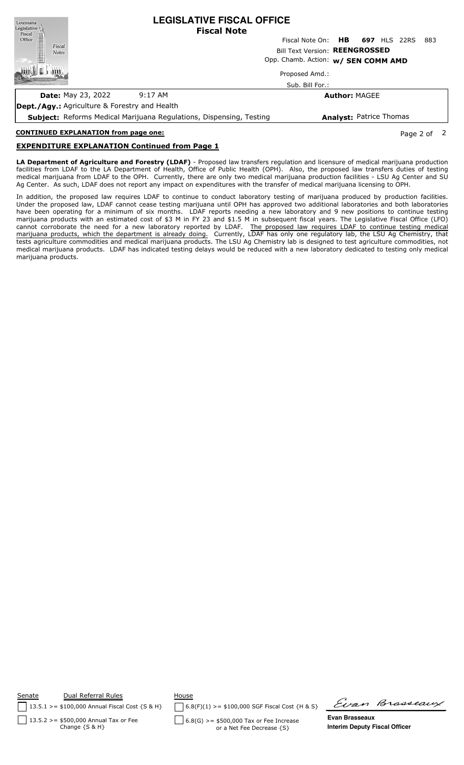# LEGISLATIVE FISCAL OFFICE
## Fiscal Note

Fiscal Note On: **HB 697** HLS 22RS 883

Bill Text Version: **REENGROSSED**

Opp. Chamb. Action: **w/ SEN COMM AMD**

Proposed Amd.:

Sub. Bill For.:

**Date:** May 23, 2022 9:17 AM

**Author:** MAGEE

**Dept./Agy.:** Agriculture & Forestry and Health

**Subject:** Reforms Medical Marijuana Regulations, Dispensing, Testing

**Analyst:** Patrice Thomas

**CONTINUED EXPLANATION from page one:**

**EXPENDITURE EXPLANATION Continued from Page 1**

**LA Department of Agriculture and Forestry (LDAF)** - Proposed law transfers regulation and licensure of medical marijuana production facilities from LDAF to the LA Department of Health, Office of Public Health (OPH). Also, the proposed law transfers duties of testing medical marijuana from LDAF to the OPH. Currently, there are only two medical marijuana production facilities - LSU Ag Center and SU Ag Center. As such, LDAF does not report any impact on expenditures with the transfer of medical marijuana licensing to OPH.

In addition, the proposed law requires LDAF to continue to conduct laboratory testing of marijuana produced by production facilities. Under the proposed law, LDAF cannot cease testing marijuana until OPH has approved two additional laboratories and both laboratories have been operating for a minimum of six months. LDAF reports needing a new laboratory and 9 new positions to continue testing marijuana products with an estimated cost of $3 M in FY 23 and $1.5 M in subsequent fiscal years. The Legislative Fiscal Office (LFO) cannot corroborate the need for a new laboratory reported by LDAF. The proposed law requires LDAF to continue testing medical marijuana products, which the department is already doing. Currently, LDAF has only one regulatory lab, the LSU Ag Chemistry, that tests agriculture commodities and medical marijuana products. The LSU Ag Chemistry lab is designed to test agriculture commodities, not medical marijuana products. LDAF has indicated testing delays would be reduced with a new laboratory dedicated to testing only medical marijuana products.

| Senate | Dual Referral Rules | House |
|---|---|---|
| | ☐ 13.5.1 >= $100,000 Annual Fiscal Cost {S & H} | ☐ 6.8(F)(1) >= $100,000 SGF Fiscal Cost {H & S} |
| | ☐ 13.5.2 >= $500,000 Annual Tax or Fee Change {S & H} | ☐ 6.8(G) >= $500,000 Tax or Fee Increase or a Net Fee Decrease {S} |

**Evan Brasseaux**
**Interim Deputy Fiscal Officer**